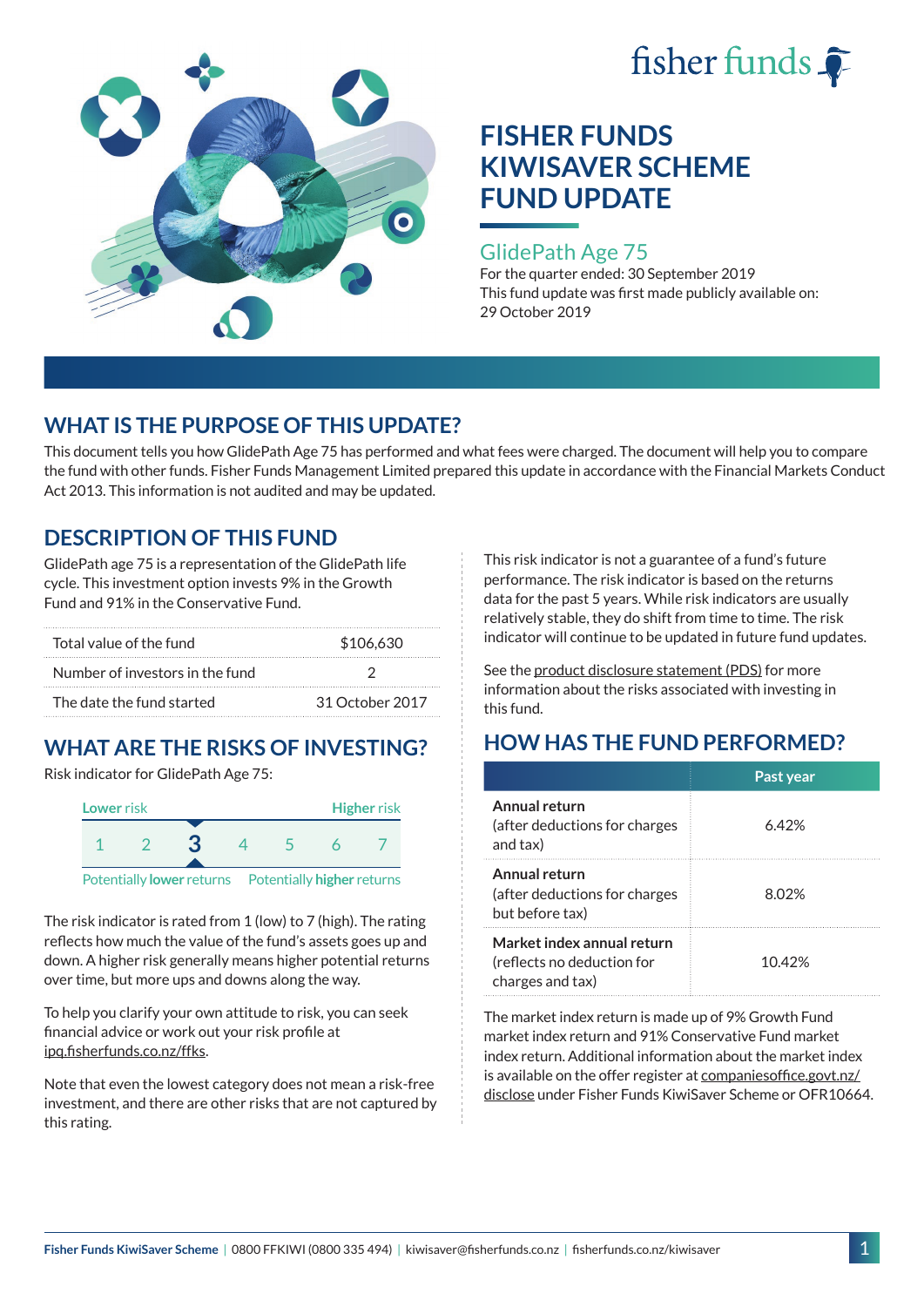fisher funds

# FISHER FUNDS KIWISAVER SCHEME FUND UPDATE

## GlidePath Age 75

For the quarter ended: 30 September 2019
This fund update was first made publicly available on: 29 October 2019

## WHAT IS THE PURPOSE OF THIS UPDATE?

This document tells you how GlidePath Age 75 has performed and what fees were charged. The document will help you to compare the fund with other funds. Fisher Funds Management Limited prepared this update in accordance with the Financial Markets Conduct Act 2013. This information is not audited and may be updated.

## DESCRIPTION OF THIS FUND

GlidePath age 75 is a representation of the GlidePath life cycle. This investment option invests 9% in the Growth Fund and 91% in the Conservative Fund.

| | |
|---|---|
| Total value of the fund | $106,630 |
| Number of investors in the fund | 2 |
| The date the fund started | 31 October 2017 |

## WHAT ARE THE RISKS OF INVESTING?

Risk indicator for GlidePath Age 75:

Lower risk — Higher risk

1 2 **3** 4 5 6 7

Potentially **lower** returns — Potentially **higher** returns

The risk indicator is rated from 1 (low) to 7 (high). The rating reflects how much the value of the fund's assets goes up and down. A higher risk generally means higher potential returns over time, but more ups and downs along the way.

To help you clarify your own attitude to risk, you can seek financial advice or work out your risk profile at ipq.fisherfunds.co.nz/ffks.

Note that even the lowest category does not mean a risk-free investment, and there are other risks that are not captured by this rating.

This risk indicator is not a guarantee of a fund's future performance. The risk indicator is based on the returns data for the past 5 years. While risk indicators are usually relatively stable, they do shift from time to time. The risk indicator will continue to be updated in future fund updates.

See the product disclosure statement (PDS) for more information about the risks associated with investing in this fund.

## HOW HAS THE FUND PERFORMED?

| | Past year |
|---|---|
| **Annual return** (after deductions for charges and tax) | 6.42% |
| **Annual return** (after deductions for charges but before tax) | 8.02% |
| **Market index annual return** (reflects no deduction for charges and tax) | 10.42% |

The market index return is made up of 9% Growth Fund market index return and 91% Conservative Fund market index return. Additional information about the market index is available on the offer register at companiesoffice.govt.nz/disclose under Fisher Funds KiwiSaver Scheme or OFR10664.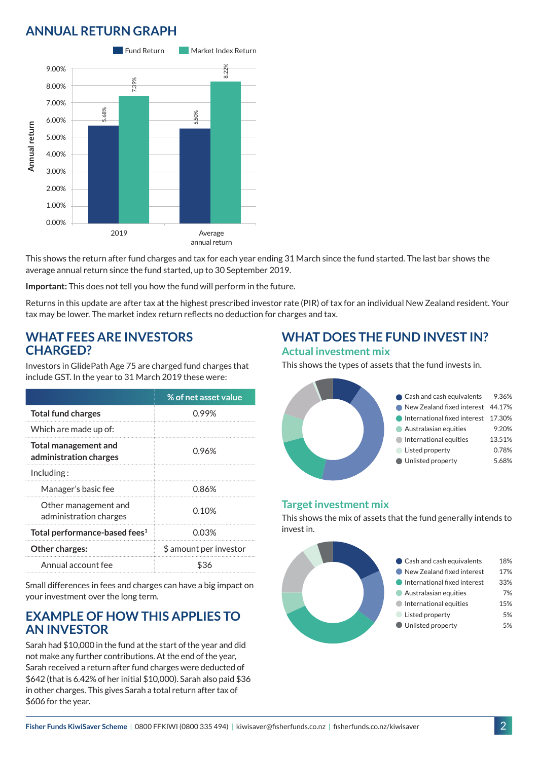## ANNUAL RETURN GRAPH

| | Fund Return | Market Index Return |
|---|---|---|
| 2019 | 5.68% | 7.39% |
| Average annual return | 5.50% | 8.22% |

This shows the return after fund charges and tax for each year ending 31 March since the fund started. The last bar shows the average annual return since the fund started, up to 30 September 2019.

**Important:** This does not tell you how the fund will perform in the future.

Returns in this update are after tax at the highest prescribed investor rate (PIR) of tax for an individual New Zealand resident. Your tax may be lower. The market index return reflects no deduction for charges and tax.

## WHAT FEES ARE INVESTORS CHARGED?

Investors in GlidePath Age 75 are charged fund charges that include GST. In the year to 31 March 2019 these were:

| | % of net asset value |
|---|---|
| **Total fund charges** | 0.99% |
| Which are made up of: | |
| **Total management and administration charges** | 0.96% |
| Including : | |
| Manager's basic fee | 0.86% |
| Other management and administration charges | 0.10% |
| **Total performance-based fees[1]** | 0.03% |
| **Other charges:** | $ amount per investor |
| Annual account fee | $36 |

Small differences in fees and charges can have a big impact on your investment over the long term.

## EXAMPLE OF HOW THIS APPLIES TO AN INVESTOR

Sarah had $10,000 in the fund at the start of the year and did not make any further contributions. At the end of the year, Sarah received a return after fund charges were deducted of $642 (that is 6.42% of her initial $10,000). Sarah also paid $36 in other charges. This gives Sarah a total return after tax of $606 for the year.

## WHAT DOES THE FUND INVEST IN?

### Actual investment mix

This shows the types of assets that the fund invests in.

| Asset type | % |
|---|---|
| Cash and cash equivalents | 9.36% |
| New Zealand fixed interest | 44.17% |
| International fixed interest | 17.30% |
| Australasian equities | 9.20% |
| International equities | 13.51% |
| Listed property | 0.78% |
| Unlisted property | 5.68% |

### Target investment mix

This shows the mix of assets that the fund generally intends to invest in.

| Asset type | % |
|---|---|
| Cash and cash equivalents | 18% |
| New Zealand fixed interest | 17% |
| International fixed interest | 33% |
| Australasian equities | 7% |
| International equities | 15% |
| Listed property | 5% |
| Unlisted property | 5% |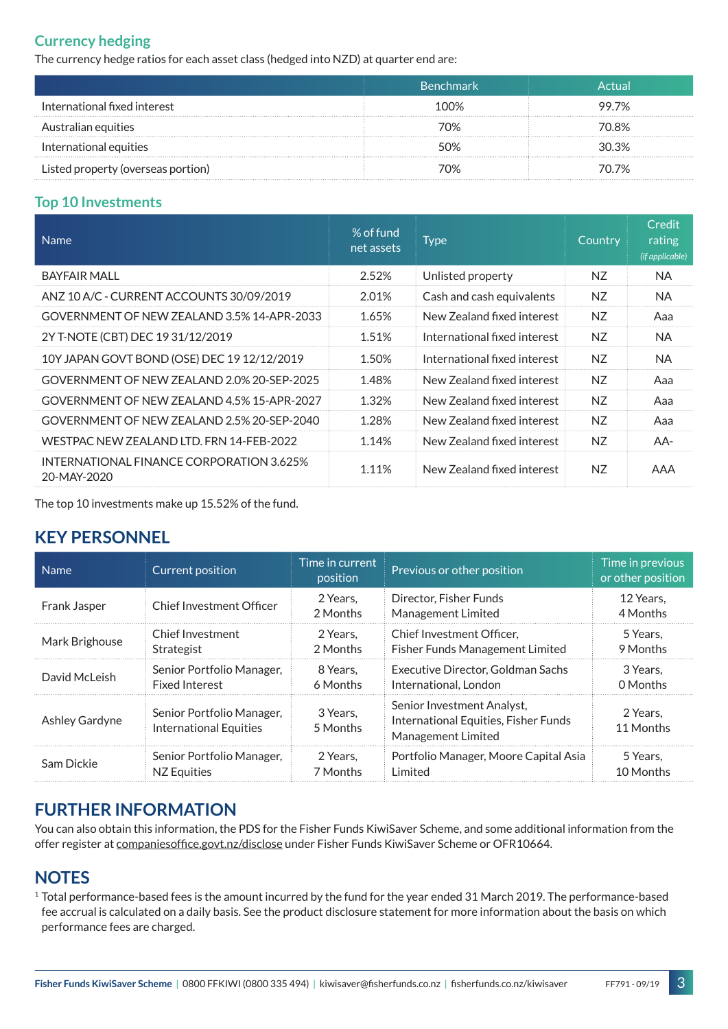## Currency hedging

The currency hedge ratios for each asset class (hedged into NZD) at quarter end are:

| | Benchmark | Actual |
|---|---|---|
| International fixed interest | 100% | 99.7% |
| Australian equities | 70% | 70.8% |
| International equities | 50% | 30.3% |
| Listed property (overseas portion) | 70% | 70.7% |

## Top 10 Investments

| Name | % of fund net assets | Type | Country | Credit rating *(if applicable)* |
|---|---|---|---|---|
| BAYFAIR MALL | 2.52% | Unlisted property | NZ | NA |
| ANZ 10 A/C - CURRENT ACCOUNTS 30/09/2019 | 2.01% | Cash and cash equivalents | NZ | NA |
| GOVERNMENT OF NEW ZEALAND 3.5% 14-APR-2033 | 1.65% | New Zealand fixed interest | NZ | Aaa |
| 2Y T-NOTE (CBT) DEC 19 31/12/2019 | 1.51% | International fixed interest | NZ | NA |
| 10Y JAPAN GOVT BOND (OSE) DEC 19 12/12/2019 | 1.50% | International fixed interest | NZ | NA |
| GOVERNMENT OF NEW ZEALAND 2.0% 20-SEP-2025 | 1.48% | New Zealand fixed interest | NZ | Aaa |
| GOVERNMENT OF NEW ZEALAND 4.5% 15-APR-2027 | 1.32% | New Zealand fixed interest | NZ | Aaa |
| GOVERNMENT OF NEW ZEALAND 2.5% 20-SEP-2040 | 1.28% | New Zealand fixed interest | NZ | Aaa |
| WESTPAC NEW ZEALAND LTD. FRN 14-FEB-2022 | 1.14% | New Zealand fixed interest | NZ | AA- |
| INTERNATIONAL FINANCE CORPORATION 3.625% 20-MAY-2020 | 1.11% | New Zealand fixed interest | NZ | AAA |

The top 10 investments make up 15.52% of the fund.

## KEY PERSONNEL

| Name | Current position | Time in current position | Previous or other position | Time in previous or other position |
|---|---|---|---|---|
| Frank Jasper | Chief Investment Officer | 2 Years, 2 Months | Director, Fisher Funds Management Limited | 12 Years, 4 Months |
| Mark Brighouse | Chief Investment Strategist | 2 Years, 2 Months | Chief Investment Officer, Fisher Funds Management Limited | 5 Years, 9 Months |
| David McLeish | Senior Portfolio Manager, Fixed Interest | 8 Years, 6 Months | Executive Director, Goldman Sachs International, London | 3 Years, 0 Months |
| Ashley Gardyne | Senior Portfolio Manager, International Equities | 3 Years, 5 Months | Senior Investment Analyst, International Equities, Fisher Funds Management Limited | 2 Years, 11 Months |
| Sam Dickie | Senior Portfolio Manager, NZ Equities | 2 Years, 7 Months | Portfolio Manager, Moore Capital Asia Limited | 5 Years, 10 Months |

## FURTHER INFORMATION

You can also obtain this information, the PDS for the Fisher Funds KiwiSaver Scheme, and some additional information from the offer register at companiesoffice.govt.nz/disclose under Fisher Funds KiwiSaver Scheme or OFR10664.

## NOTES

[1] Total performance-based fees is the amount incurred by the fund for the year ended 31 March 2019. The performance-based fee accrual is calculated on a daily basis. See the product disclosure statement for more information about the basis on which performance fees are charged.

Fisher Funds KiwiSaver Scheme | 0800 FFKIWI (0800 335 494) | kiwisaver@fisherfunds.co.nz | fisherfunds.co.nz/kiwisaver FF791 - 09/19